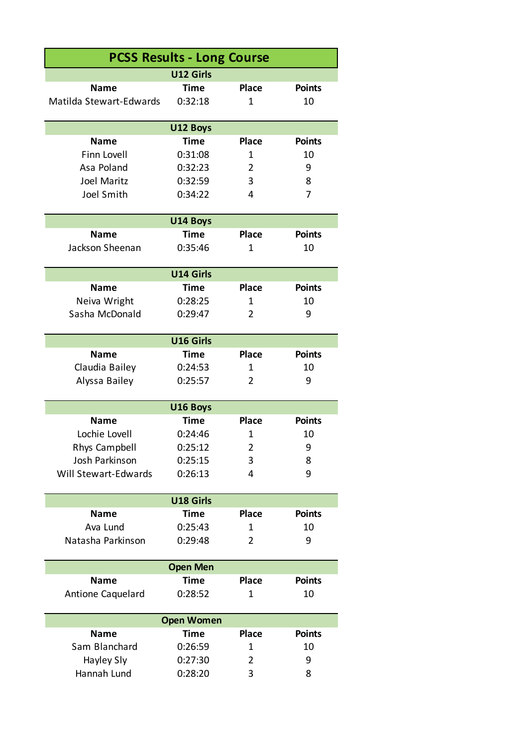# PCSS Results - Long Course

## U12 Girls

| Name | Time | Place | Points |
|---|---|---|---|
| Matilda Stewart-Edwards | 0:32:18 | 1 | 10 |

## U12 Boys

| Name | Time | Place | Points |
|---|---|---|---|
| Finn Lovell | 0:31:08 | 1 | 10 |
| Asa Poland | 0:32:23 | 2 | 9 |
| Joel Maritz | 0:32:59 | 3 | 8 |
| Joel Smith | 0:34:22 | 4 | 7 |

## U14 Boys

| Name | Time | Place | Points |
|---|---|---|---|
| Jackson Sheenan | 0:35:46 | 1 | 10 |

## U14 Girls

| Name | Time | Place | Points |
|---|---|---|---|
| Neiva Wright | 0:28:25 | 1 | 10 |
| Sasha McDonald | 0:29:47 | 2 | 9 |

## U16 Girls

| Name | Time | Place | Points |
|---|---|---|---|
| Claudia Bailey | 0:24:53 | 1 | 10 |
| Alyssa Bailey | 0:25:57 | 2 | 9 |

## U16 Boys

| Name | Time | Place | Points |
|---|---|---|---|
| Lochie Lovell | 0:24:46 | 1 | 10 |
| Rhys Campbell | 0:25:12 | 2 | 9 |
| Josh Parkinson | 0:25:15 | 3 | 8 |
| Will Stewart-Edwards | 0:26:13 | 4 | 9 |

## U18 Girls

| Name | Time | Place | Points |
|---|---|---|---|
| Ava Lund | 0:25:43 | 1 | 10 |
| Natasha Parkinson | 0:29:48 | 2 | 9 |

## Open Men

| Name | Time | Place | Points |
|---|---|---|---|
| Antione Caquelard | 0:28:52 | 1 | 10 |

## Open Women

| Name | Time | Place | Points |
|---|---|---|---|
| Sam Blanchard | 0:26:59 | 1 | 10 |
| Hayley Sly | 0:27:30 | 2 | 9 |
| Hannah Lund | 0:28:20 | 3 | 8 |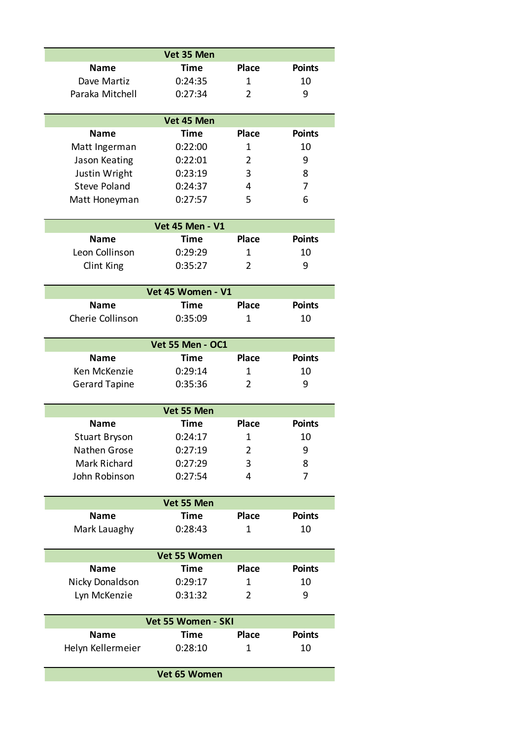## Vet 35 Men

| Name | Time | Place | Points |
| --- | --- | --- | --- |
| Dave Martiz | 0:24:35 | 1 | 10 |
| Paraka Mitchell | 0:27:34 | 2 | 9 |

## Vet 45 Men

| Name | Time | Place | Points |
| --- | --- | --- | --- |
| Matt Ingerman | 0:22:00 | 1 | 10 |
| Jason Keating | 0:22:01 | 2 | 9 |
| Justin Wright | 0:23:19 | 3 | 8 |
| Steve Poland | 0:24:37 | 4 | 7 |
| Matt Honeyman | 0:27:57 | 5 | 6 |

## Vet 45 Men - V1

| Name | Time | Place | Points |
| --- | --- | --- | --- |
| Leon Collinson | 0:29:29 | 1 | 10 |
| Clint King | 0:35:27 | 2 | 9 |

## Vet 45 Women - V1

| Name | Time | Place | Points |
| --- | --- | --- | --- |
| Cherie Collinson | 0:35:09 | 1 | 10 |

## Vet 55 Men - OC1

| Name | Time | Place | Points |
| --- | --- | --- | --- |
| Ken McKenzie | 0:29:14 | 1 | 10 |
| Gerard Tapine | 0:35:36 | 2 | 9 |

## Vet 55 Men

| Name | Time | Place | Points |
| --- | --- | --- | --- |
| Stuart Bryson | 0:24:17 | 1 | 10 |
| Nathen Grose | 0:27:19 | 2 | 9 |
| Mark Richard | 0:27:29 | 3 | 8 |
| John Robinson | 0:27:54 | 4 | 7 |

## Vet 55 Men

| Name | Time | Place | Points |
| --- | --- | --- | --- |
| Mark Lauaghy | 0:28:43 | 1 | 10 |

## Vet 55 Women

| Name | Time | Place | Points |
| --- | --- | --- | --- |
| Nicky Donaldson | 0:29:17 | 1 | 10 |
| Lyn McKenzie | 0:31:32 | 2 | 9 |

## Vet 55 Women - SKI

| Name | Time | Place | Points |
| --- | --- | --- | --- |
| Helyn Kellermeier | 0:28:10 | 1 | 10 |

## Vet 65 Women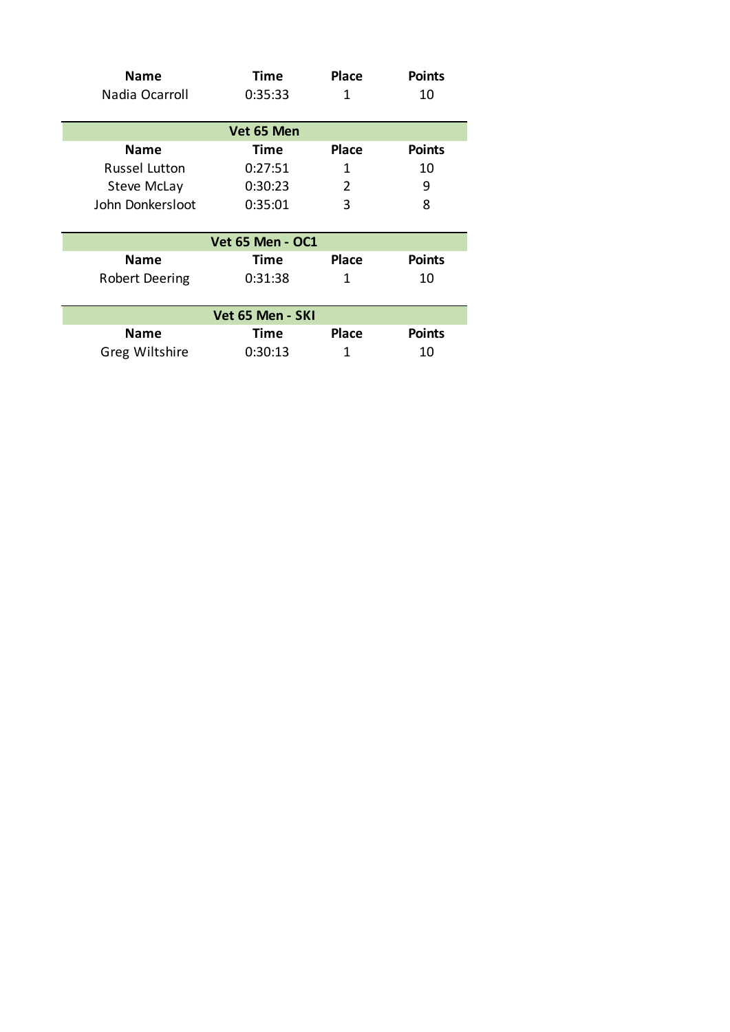| Name | Time | Place | Points |
|---|---|---|---|
| Nadia Ocarroll | 0:35:33 | 1 | 10 |

### Vet 65 Men

| Name | Time | Place | Points |
|---|---|---|---|
| Russel Lutton | 0:27:51 | 1 | 10 |
| Steve McLay | 0:30:23 | 2 | 9 |
| John Donkersloot | 0:35:01 | 3 | 8 |

### Vet 65 Men - OC1

| Name | Time | Place | Points |
|---|---|---|---|
| Robert Deering | 0:31:38 | 1 | 10 |

### Vet 65 Men - SKI

| Name | Time | Place | Points |
|---|---|---|---|
| Greg Wiltshire | 0:30:13 | 1 | 10 |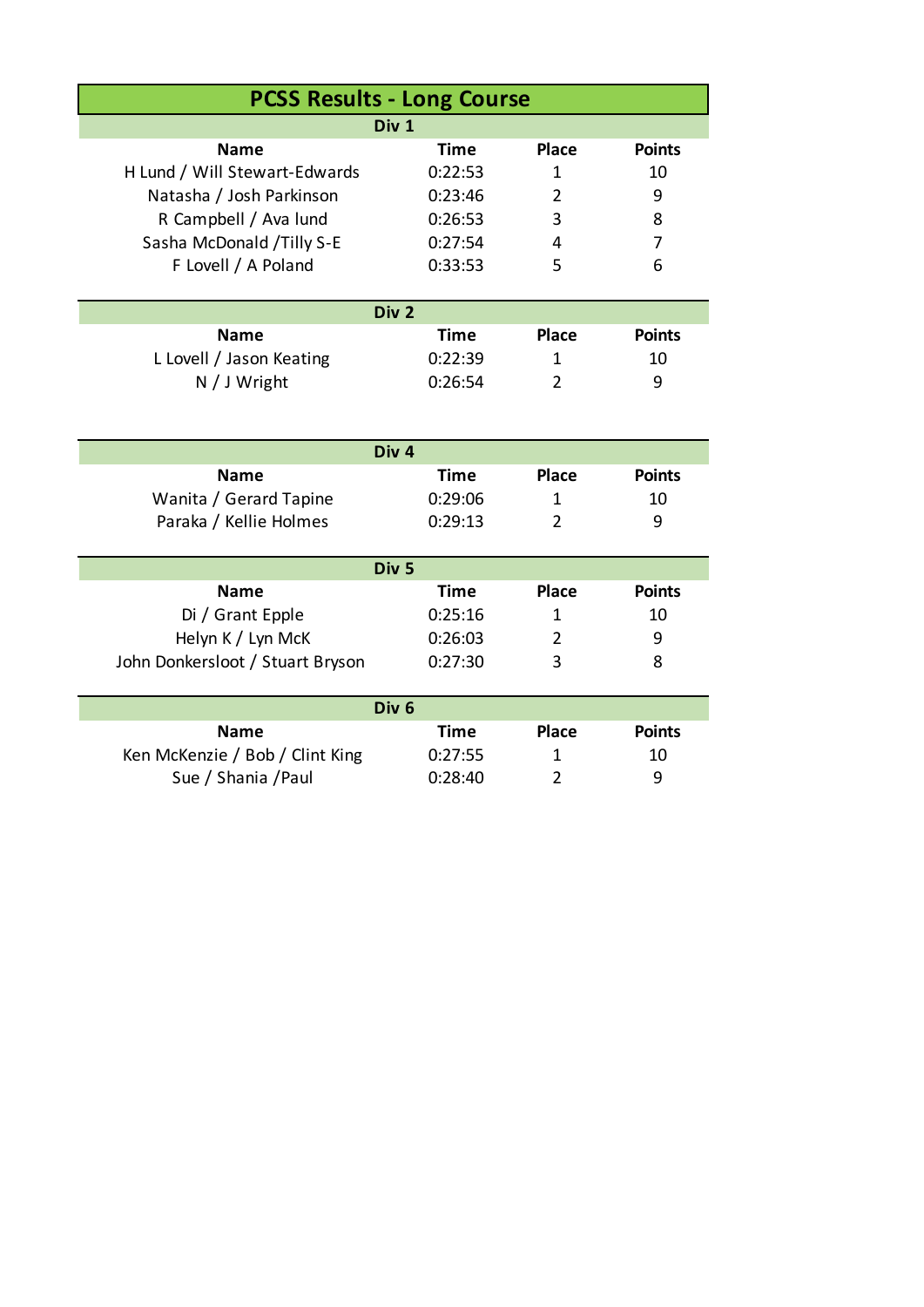# PCSS Results - Long Course

## Div 1

| Name | Time | Place | Points |
|---|---|---|---|
| H Lund / Will Stewart-Edwards | 0:22:53 | 1 | 10 |
| Natasha / Josh Parkinson | 0:23:46 | 2 | 9 |
| R Campbell / Ava lund | 0:26:53 | 3 | 8 |
| Sasha McDonald /Tilly S-E | 0:27:54 | 4 | 7 |
| F Lovell / A Poland | 0:33:53 | 5 | 6 |

## Div 2

| Name | Time | Place | Points |
|---|---|---|---|
| L Lovell / Jason Keating | 0:22:39 | 1 | 10 |
| N / J Wright | 0:26:54 | 2 | 9 |

## Div 4

| Name | Time | Place | Points |
|---|---|---|---|
| Wanita / Gerard Tapine | 0:29:06 | 1 | 10 |
| Paraka / Kellie Holmes | 0:29:13 | 2 | 9 |

## Div 5

| Name | Time | Place | Points |
|---|---|---|---|
| Di / Grant Epple | 0:25:16 | 1 | 10 |
| Helyn K / Lyn McK | 0:26:03 | 2 | 9 |
| John Donkersloot / Stuart Bryson | 0:27:30 | 3 | 8 |

## Div 6

| Name | Time | Place | Points |
|---|---|---|---|
| Ken McKenzie / Bob / Clint King | 0:27:55 | 1 | 10 |
| Sue / Shania /Paul | 0:28:40 | 2 | 9 |